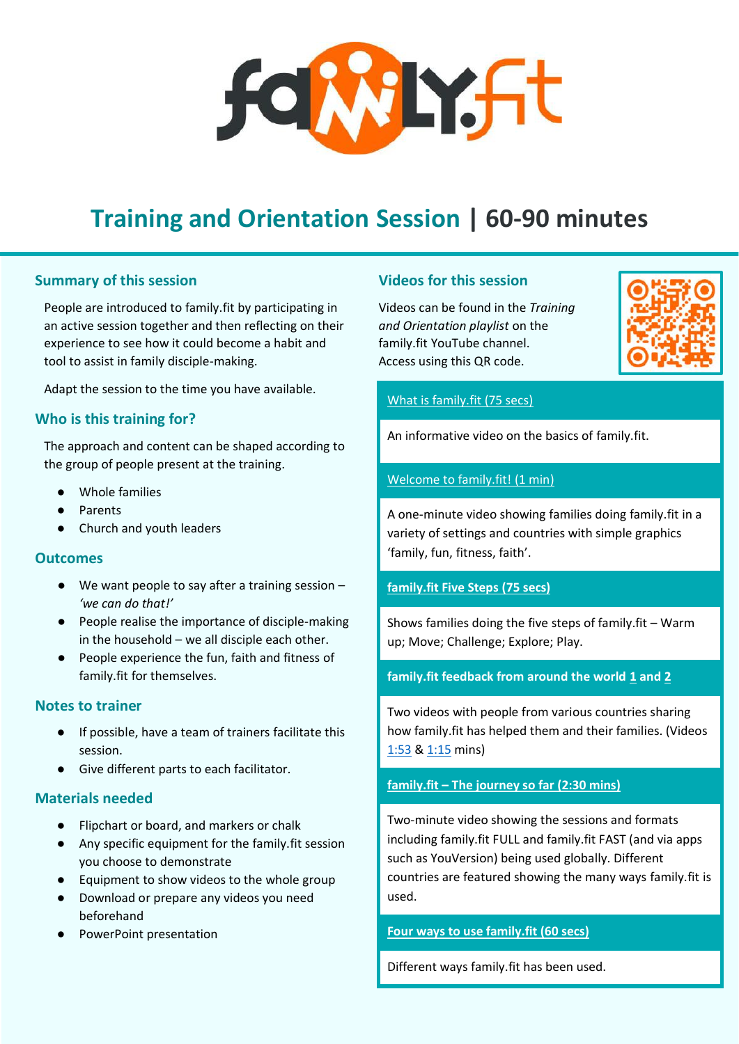# Training and Orientation Session | 60-90 minutes

## Summary of this session

People are introduced to family.fit by participating in an active session together and then reflecting on their experience to see how it could become a habit and tool to assist in family disciple-making.

Adapt the session to the time you have available.

## Who is this training for?

The approach and content can be shaped according to the group of people present at the training.

- Whole families
- Parents
- Church and youth leaders

## Outcomes

- We want people to say after a training session – *'we can do that!'*
- People realise the importance of disciple-making in the household – we all disciple each other.
- People experience the fun, faith and fitness of family.fit for themselves.

## Notes to trainer

- If possible, have a team of trainers facilitate this session.
- Give different parts to each facilitator.

## Materials needed

- Flipchart or board, and markers or chalk
- Any specific equipment for the family.fit session you choose to demonstrate
- Equipment to show videos to the whole group
- Download or prepare any videos you need beforehand
- PowerPoint presentation

## Videos for this session

Videos can be found in the *Training and Orientation playlist* on the family.fit YouTube channel. Access using this QR code.

**What is family.fit (75 secs)**

An informative video on the basics of family.fit.

**Welcome to family.fit! (1 min)**

A one-minute video showing families doing family.fit in a variety of settings and countries with simple graphics 'family, fun, fitness, faith'.

**family.fit Five Steps (75 secs)**

Shows families doing the five steps of family.fit – Warm up; Move; Challenge; Explore; Play.

**family.fit feedback from around the world 1 and 2**

Two videos with people from various countries sharing how family.fit has helped them and their families. (Videos 1:53 & 1:15 mins)

**family.fit – The journey so far (2:30 mins)**

Two-minute video showing the sessions and formats including family.fit FULL and family.fit FAST (and via apps such as YouVersion) being used globally. Different countries are featured showing the many ways family.fit is used.

**Four ways to use family.fit (60 secs)**

Different ways family.fit has been used.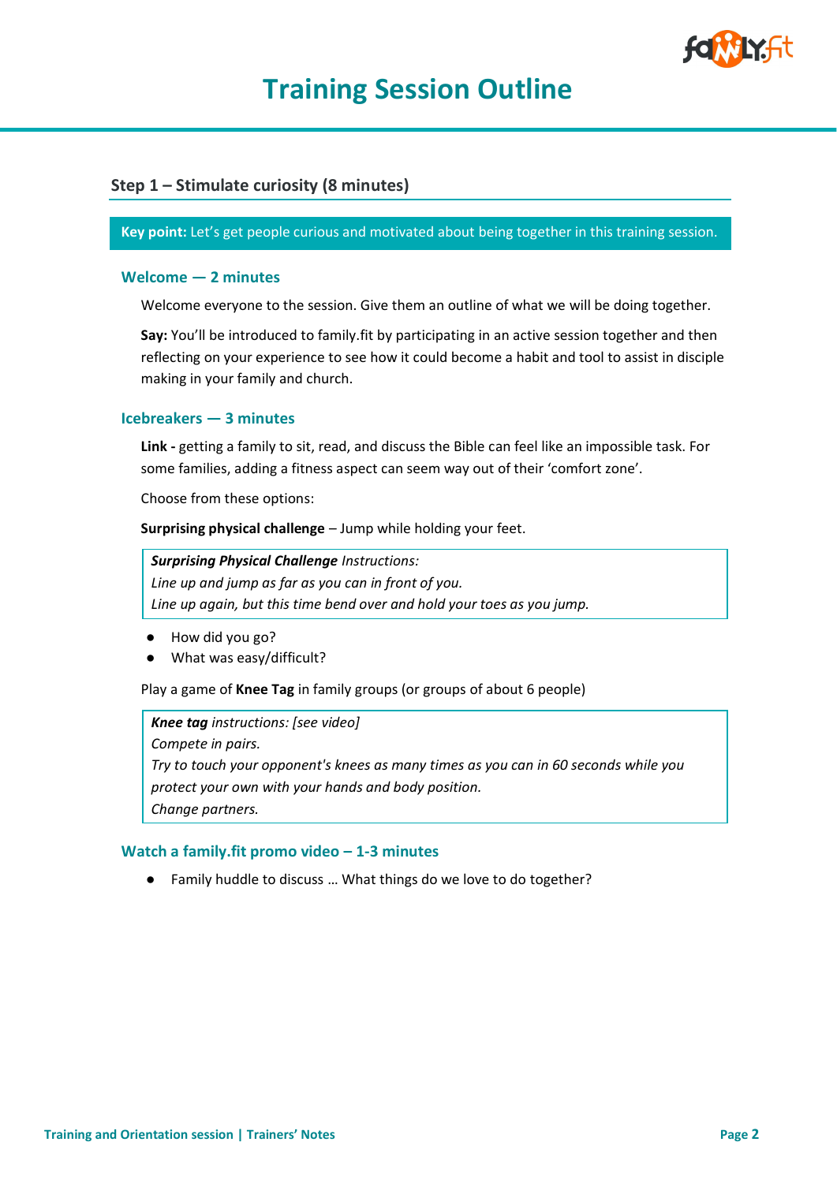# Training Session Outline

## Step 1 – Stimulate curiosity (8 minutes)

**Key point:** Let's get people curious and motivated about being together in this training session.

### Welcome — 2 minutes

Welcome everyone to the session. Give them an outline of what we will be doing together.

**Say:** You'll be introduced to family.fit by participating in an active session together and then reflecting on your experience to see how it could become a habit and tool to assist in disciple making in your family and church.

### Icebreakers — 3 minutes

**Link -** getting a family to sit, read, and discuss the Bible can feel like an impossible task. For some families, adding a fitness aspect can seem way out of their 'comfort zone'.

Choose from these options:

**Surprising physical challenge** – Jump while holding your feet.

> ***Surprising Physical Challenge** Instructions:*
> *Line up and jump as far as you can in front of you.*
> *Line up again, but this time bend over and hold your toes as you jump.*

- How did you go?
- What was easy/difficult?

Play a game of **Knee Tag** in family groups (or groups of about 6 people)

> ***Knee tag** instructions: [see video]*
> *Compete in pairs.*
> *Try to touch your opponent's knees as many times as you can in 60 seconds while you protect your own with your hands and body position.*
> *Change partners.*

### Watch a family.fit promo video – 1-3 minutes

- Family huddle to discuss … What things do we love to do together?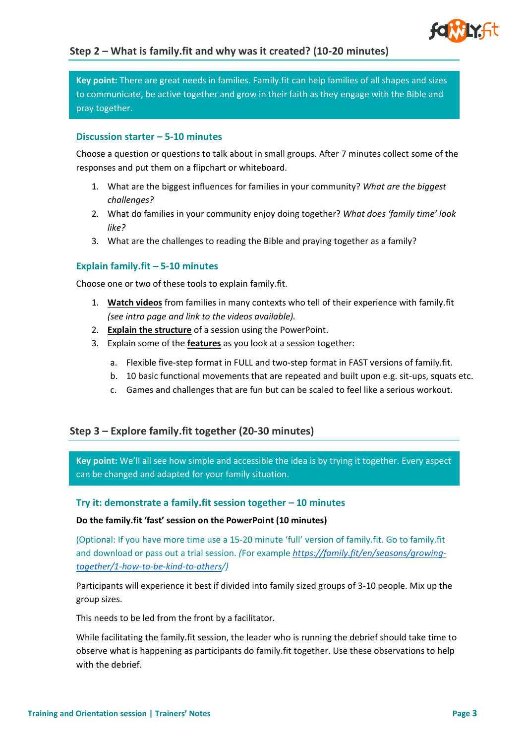## Step 2 – What is family.fit and why was it created? (10-20 minutes)

**Key point:** There are great needs in families. Family.fit can help families of all shapes and sizes to communicate, be active together and grow in their faith as they engage with the Bible and pray together.

### Discussion starter – 5-10 minutes

Choose a question or questions to talk about in small groups. After 7 minutes collect some of the responses and put them on a flipchart or whiteboard.

1. What are the biggest influences for families in your community? *What are the biggest challenges?*
2. What do families in your community enjoy doing together? *What does 'family time' look like?*
3. What are the challenges to reading the Bible and praying together as a family?

### Explain family.fit – 5-10 minutes

Choose one or two of these tools to explain family.fit.

1. **Watch videos** from families in many contexts who tell of their experience with family.fit *(see intro page and link to the videos available).*
2. **Explain the structure** of a session using the PowerPoint.
3. Explain some of the **features** as you look at a session together:
   a. Flexible five-step format in FULL and two-step format in FAST versions of family.fit.
   b. 10 basic functional movements that are repeated and built upon e.g. sit-ups, squats etc.
   c. Games and challenges that are fun but can be scaled to feel like a serious workout.

## Step 3 – Explore family.fit together (20-30 minutes)

**Key point:** We'll all see how simple and accessible the idea is by trying it together. Every aspect can be changed and adapted for your family situation.

### Try it: demonstrate a family.fit session together – 10 minutes

**Do the family.fit 'fast' session on the PowerPoint (10 minutes)**

(Optional: If you have more time use a 15-20 minute 'full' version of family.fit. Go to family.fit and download or pass out a trial session. *(For example https://family.fit/en/seasons/growing-together/1-how-to-be-kind-to-others/)*

Participants will experience it best if divided into family sized groups of 3-10 people. Mix up the group sizes.

This needs to be led from the front by a facilitator.

While facilitating the family.fit session, the leader who is running the debrief should take time to observe what is happening as participants do family.fit together. Use these observations to help with the debrief.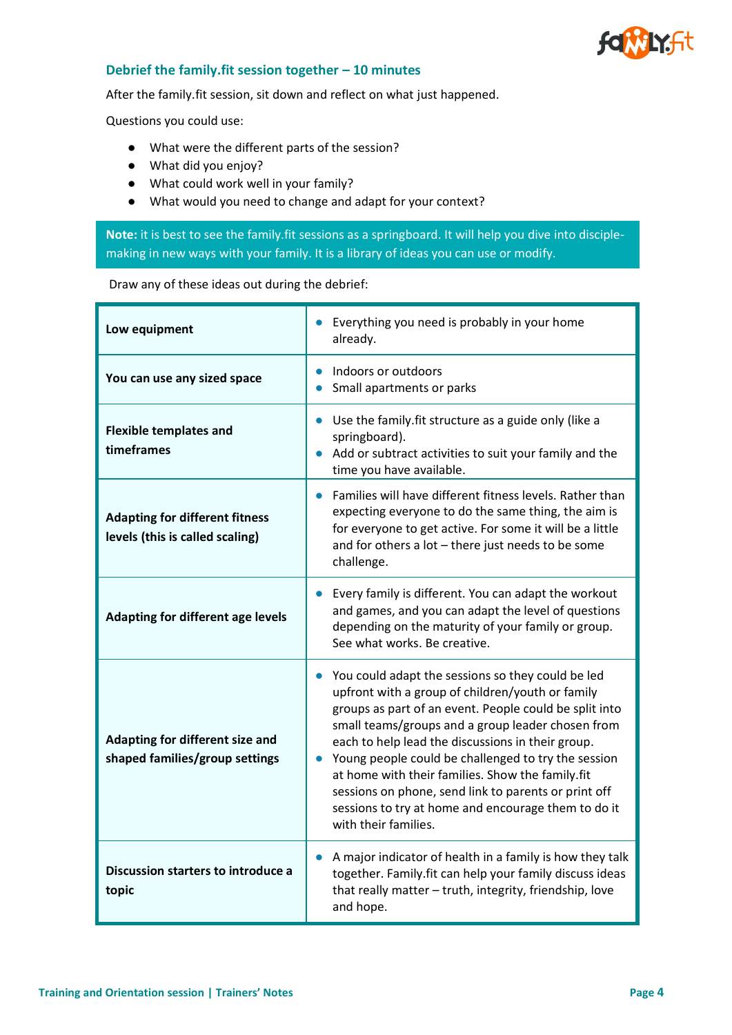### Debrief the family.fit session together – 10 minutes

After the family.fit session, sit down and reflect on what just happened.

Questions you could use:

- What were the different parts of the session?
- What did you enjoy?
- What could work well in your family?
- What would you need to change and adapt for your context?

**Note:** it is best to see the family.fit sessions as a springboard. It will help you dive into disciple-making in new ways with your family. It is a library of ideas you can use or modify.

Draw any of these ideas out during the debrief:

| | |
|---|---|
| **Low equipment** | • Everything you need is probably in your home already. |
| **You can use any sized space** | • Indoors or outdoors<br>• Small apartments or parks |
| **Flexible templates and timeframes** | • Use the family.fit structure as a guide only (like a springboard).<br>• Add or subtract activities to suit your family and the time you have available. |
| **Adapting for different fitness levels (this is called scaling)** | • Families will have different fitness levels. Rather than expecting everyone to do the same thing, the aim is for everyone to get active. For some it will be a little and for others a lot – there just needs to be some challenge. |
| **Adapting for different age levels** | • Every family is different. You can adapt the workout and games, and you can adapt the level of questions depending on the maturity of your family or group. See what works. Be creative. |
| **Adapting for different size and shaped families/group settings** | • You could adapt the sessions so they could be led upfront with a group of children/youth or family groups as part of an event. People could be split into small teams/groups and a group leader chosen from each to help lead the discussions in their group.<br>• Young people could be challenged to try the session at home with their families. Show the family.fit sessions on phone, send link to parents or print off sessions to try at home and encourage them to do it with their families. |
| **Discussion starters to introduce a topic** | • A major indicator of health in a family is how they talk together. Family.fit can help your family discuss ideas that really matter – truth, integrity, friendship, love and hope. |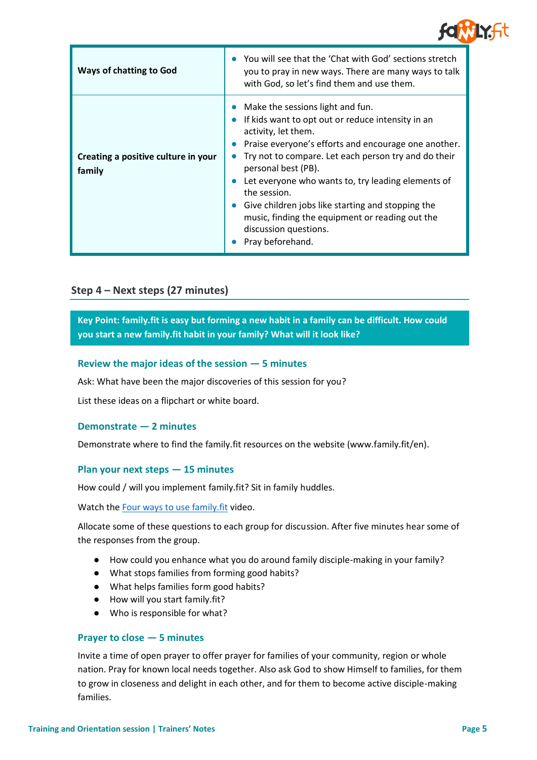| | |
|---|---|
| **Ways of chatting to God** | • You will see that the 'Chat with God' sections stretch you to pray in new ways. There are many ways to talk with God, so let's find them and use them. |
| **Creating a positive culture in your family** | • Make the sessions light and fun.<br>• If kids want to opt out or reduce intensity in an activity, let them.<br>• Praise everyone's efforts and encourage one another.<br>• Try not to compare. Let each person try and do their personal best (PB).<br>• Let everyone who wants to, try leading elements of the session.<br>• Give children jobs like starting and stopping the music, finding the equipment or reading out the discussion questions.<br>• Pray beforehand. |

## Step 4 – Next steps (27 minutes)

**Key Point: family.fit is easy but forming a new habit in a family can be difficult. How could you start a new family.fit habit in your family? What will it look like?**

### Review the major ideas of the session — 5 minutes

Ask: What have been the major discoveries of this session for you?

List these ideas on a flipchart or white board.

### Demonstrate — 2 minutes

Demonstrate where to find the family.fit resources on the website (www.family.fit/en).

### Plan your next steps — 15 minutes

How could / will you implement family.fit? Sit in family huddles.

Watch the Four ways to use family.fit video.

Allocate some of these questions to each group for discussion. After five minutes hear some of the responses from the group.

- How could you enhance what you do around family disciple-making in your family?
- What stops families from forming good habits?
- What helps families form good habits?
- How will you start family.fit?
- Who is responsible for what?

### Prayer to close — 5 minutes

Invite a time of open prayer to offer prayer for families of your community, region or whole nation. Pray for known local needs together. Also ask God to show Himself to families, for them to grow in closeness and delight in each other, and for them to become active disciple-making families.